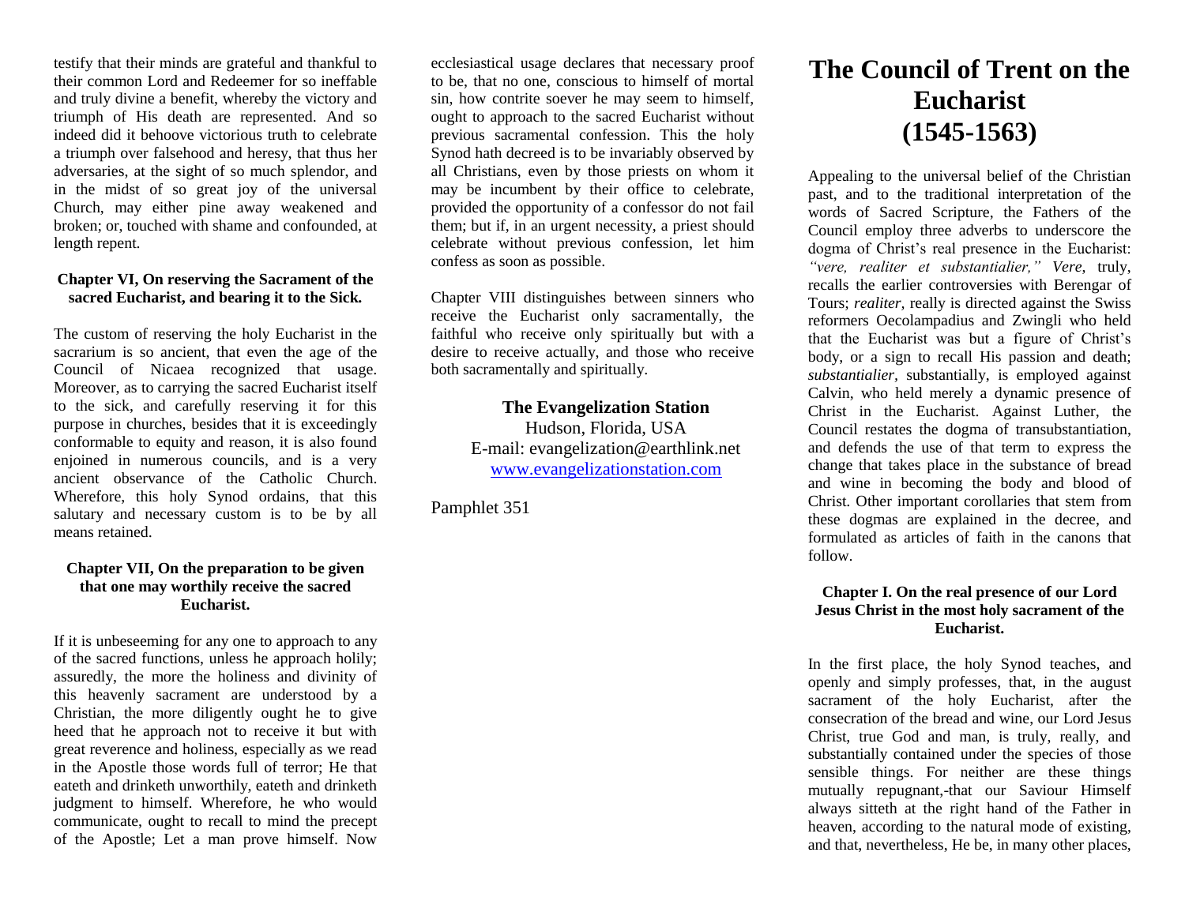# The Council of Trent on the Eucharist (1545-1563)

Appealing to the universal belief of the Christian past, and to the traditional interpretation of the words of Sacred Scripture, the Fathers of the Council employ three adverbs to underscore the dogma of Christ's real presence in the Eucharist: *"vere, realiter et substantialier," Vere*, truly, recalls the earlier controversies with Berengar of Tours; *realiter*, really is directed against the Swiss reformers Oecolampadius and Zwingli who held that the Eucharist was but a figure of Christ's body, or a sign to recall His passion and death; *substantialier*, substantially, is employed against Calvin, who held merely a dynamic presence of Christ in the Eucharist. Against Luther, the Council restates the dogma of transubstantiation, and defends the use of that term to express the change that takes place in the substance of bread and wine in becoming the body and blood of Christ. Other important corollaries that stem from these dogmas are explained in the decree, and formulated as articles of faith in the canons that follow.

### Chapter I. On the real presence of our Lord Jesus Christ in the most holy sacrament of the Eucharist.

In the first place, the holy Synod teaches, and openly and simply professes, that, in the august sacrament of the holy Eucharist, after the consecration of the bread and wine, our Lord Jesus Christ, true God and man, is truly, really, and substantially contained under the species of those sensible things. For neither are these things mutually repugnant,-that our Saviour Himself always sitteth at the right hand of the Father in heaven, according to the natural mode of existing, and that, nevertheless, He be, in many other places,

testify that their minds are grateful and thankful to their common Lord and Redeemer for so ineffable and truly divine a benefit, whereby the victory and triumph of His death are represented. And so indeed did it behoove victorious truth to celebrate a triumph over falsehood and heresy, that thus her adversaries, at the sight of so much splendor, and in the midst of so great joy of the universal Church, may either pine away weakened and broken; or, touched with shame and confounded, at length repent.

### Chapter VI, On reserving the Sacrament of the sacred Eucharist, and bearing it to the Sick.

The custom of reserving the holy Eucharist in the sacrarium is so ancient, that even the age of the Council of Nicaea recognized that usage. Moreover, as to carrying the sacred Eucharist itself to the sick, and carefully reserving it for this purpose in churches, besides that it is exceedingly conformable to equity and reason, it is also found enjoined in numerous councils, and is a very ancient observance of the Catholic Church. Wherefore, this holy Synod ordains, that this salutary and necessary custom is to be by all means retained.

### Chapter VII, On the preparation to be given that one may worthily receive the sacred Eucharist.

If it is unbeseeming for any one to approach to any of the sacred functions, unless he approach holily; assuredly, the more the holiness and divinity of this heavenly sacrament are understood by a Christian, the more diligently ought he to give heed that he approach not to receive it but with great reverence and holiness, especially as we read in the Apostle those words full of terror; He that eateth and drinketh unworthily, eateth and drinketh judgment to himself. Wherefore, he who would communicate, ought to recall to mind the precept of the Apostle; Let a man prove himself. Now ecclesiastical usage declares that necessary proof to be, that no one, conscious to himself of mortal sin, how contrite soever he may seem to himself, ought to approach to the sacred Eucharist without previous sacramental confession. This the holy Synod hath decreed is to be invariably observed by all Christians, even by those priests on whom it may be incumbent by their office to celebrate, provided the opportunity of a confessor do not fail them; but if, in an urgent necessity, a priest should celebrate without previous confession, let him confess as soon as possible.

Chapter VIII distinguishes between sinners who receive the Eucharist only sacramentally, the faithful who receive only spiritually but with a desire to receive actually, and those who receive both sacramentally and spiritually.

**The Evangelization Station**
Hudson, Florida, USA
E-mail: evangelization@earthlink.net
www.evangelizationstation.com

Pamphlet 351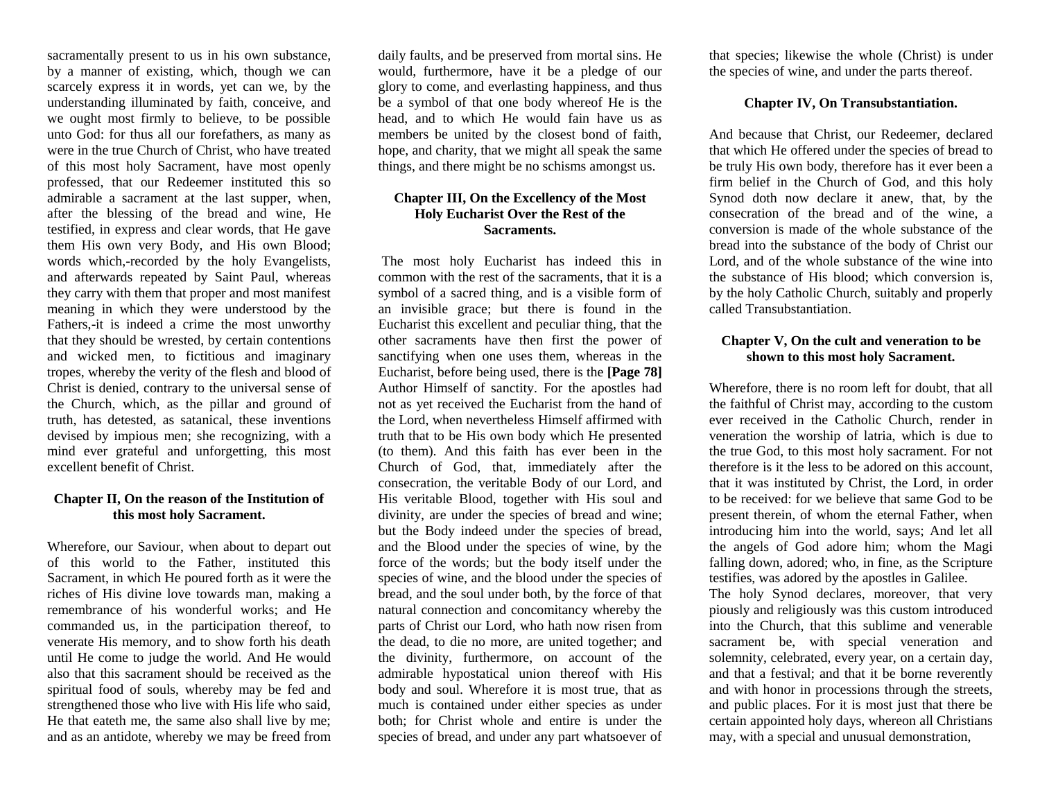sacramentally present to us in his own substance, by a manner of existing, which, though we can scarcely express it in words, yet can we, by the understanding illuminated by faith, conceive, and we ought most firmly to believe, to be possible unto God: for thus all our forefathers, as many as were in the true Church of Christ, who have treated of this most holy Sacrament, have most openly professed, that our Redeemer instituted this so admirable a sacrament at the last supper, when, after the blessing of the bread and wine, He testified, in express and clear words, that He gave them His own very Body, and His own Blood; words which,-recorded by the holy Evangelists, and afterwards repeated by Saint Paul, whereas they carry with them that proper and most manifest meaning in which they were understood by the Fathers,-it is indeed a crime the most unworthy that they should be wrested, by certain contentions and wicked men, to fictitious and imaginary tropes, whereby the verity of the flesh and blood of Christ is denied, contrary to the universal sense of the Church, which, as the pillar and ground of truth, has detested, as satanical, these inventions devised by impious men; she recognizing, with a mind ever grateful and unforgetting, this most excellent benefit of Christ.

### Chapter II, On the reason of the Institution of this most holy Sacrament.

Wherefore, our Saviour, when about to depart out of this world to the Father, instituted this Sacrament, in which He poured forth as it were the riches of His divine love towards man, making a remembrance of his wonderful works; and He commanded us, in the participation thereof, to venerate His memory, and to show forth his death until He come to judge the world. And He would also that this sacrament should be received as the spiritual food of souls, whereby may be fed and strengthened those who live with His life who said, He that eateth me, the same also shall live by me; and as an antidote, whereby we may be freed from daily faults, and be preserved from mortal sins. He would, furthermore, have it be a pledge of our glory to come, and everlasting happiness, and thus be a symbol of that one body whereof He is the head, and to which He would fain have us as members be united by the closest bond of faith, hope, and charity, that we might all speak the same things, and there might be no schisms amongst us.

### Chapter III, On the Excellency of the Most Holy Eucharist Over the Rest of the Sacraments.

The most holy Eucharist has indeed this in common with the rest of the sacraments, that it is a symbol of a sacred thing, and is a visible form of an invisible grace; but there is found in the Eucharist this excellent and peculiar thing, that the other sacraments have then first the power of sanctifying when one uses them, whereas in the Eucharist, before being used, there is the **[Page 78]** Author Himself of sanctity. For the apostles had not as yet received the Eucharist from the hand of the Lord, when nevertheless Himself affirmed with truth that to be His own body which He presented (to them). And this faith has ever been in the Church of God, that, immediately after the consecration, the veritable Body of our Lord, and His veritable Blood, together with His soul and divinity, are under the species of bread and wine; but the Body indeed under the species of bread, and the Blood under the species of wine, by the force of the words; but the body itself under the species of wine, and the blood under the species of bread, and the soul under both, by the force of that natural connection and concomitancy whereby the parts of Christ our Lord, who hath now risen from the dead, to die no more, are united together; and the divinity, furthermore, on account of the admirable hypostatical union thereof with His body and soul. Wherefore it is most true, that as much is contained under either species as under both; for Christ whole and entire is under the species of bread, and under any part whatsoever of that species; likewise the whole (Christ) is under the species of wine, and under the parts thereof.

### Chapter IV, On Transubstantiation.

And because that Christ, our Redeemer, declared that which He offered under the species of bread to be truly His own body, therefore has it ever been a firm belief in the Church of God, and this holy Synod doth now declare it anew, that, by the consecration of the bread and of the wine, a conversion is made of the whole substance of the bread into the substance of the body of Christ our Lord, and of the whole substance of the wine into the substance of His blood; which conversion is, by the holy Catholic Church, suitably and properly called Transubstantiation.

### Chapter V, On the cult and veneration to be shown to this most holy Sacrament.

Wherefore, there is no room left for doubt, that all the faithful of Christ may, according to the custom ever received in the Catholic Church, render in veneration the worship of latria, which is due to the true God, to this most holy sacrament. For not therefore is it the less to be adored on this account, that it was instituted by Christ, the Lord, in order to be received: for we believe that same God to be present therein, of whom the eternal Father, when introducing him into the world, says; And let all the angels of God adore him; whom the Magi falling down, adored; who, in fine, as the Scripture testifies, was adored by the apostles in Galilee.

The holy Synod declares, moreover, that very piously and religiously was this custom introduced into the Church, that this sublime and venerable sacrament be, with special veneration and solemnity, celebrated, every year, on a certain day, and that a festival; and that it be borne reverently and with honor in processions through the streets, and public places. For it is most just that there be certain appointed holy days, whereon all Christians may, with a special and unusual demonstration,